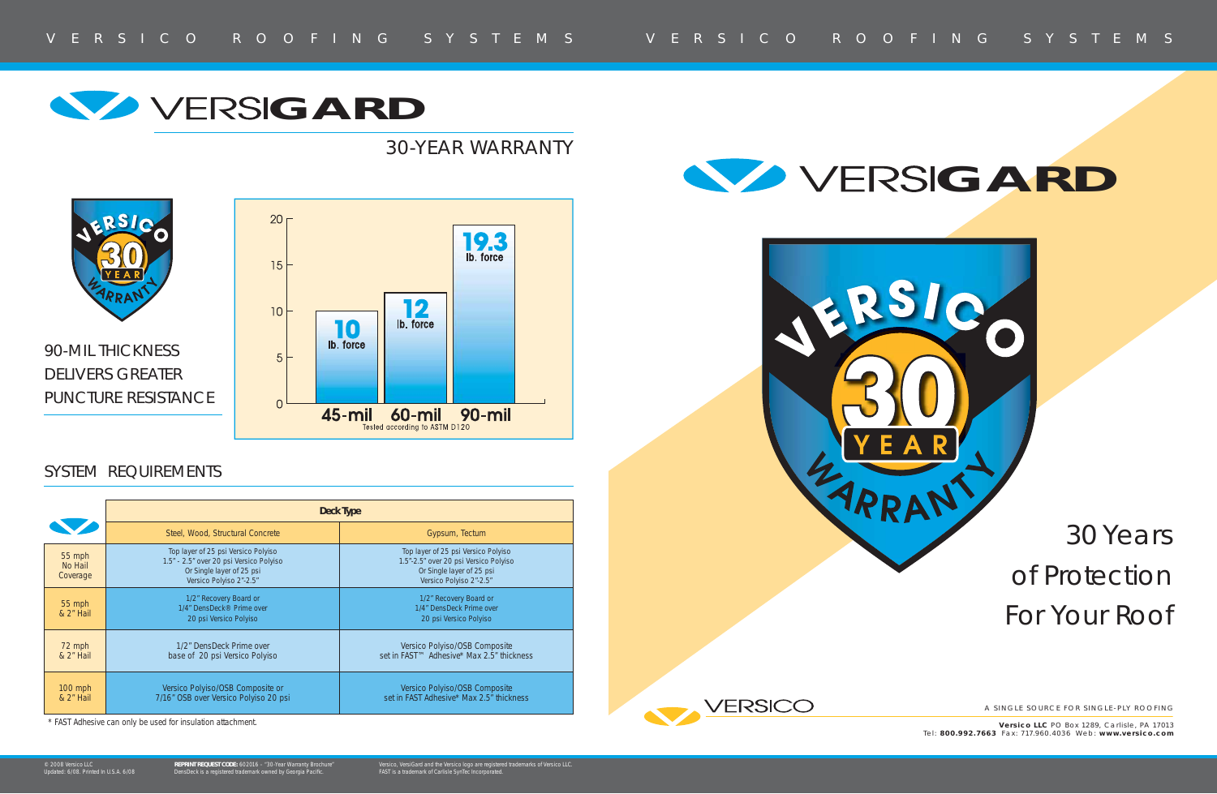# VERSIGARD

## 30-YEAR WARRANTY

VERSICO 30 YEAR WARRANTY

90-MIL THICKNESS DELIVERS GREATER PUNCTURE RESISTANCE

| Thickness | Puncture Resistance |
|---|---|
| 45-mil | 10 lb. force |
| 60-mil | 12 lb. force |
| 90-mil | 19.3 lb. force |

Tested according to ASTM D120

## SYSTEM REQUIREMENTS

| | Deck Type | |
|---|---|---|
| | Steel, Wood, Structural Concrete | Gypsum, Tectum |
| 55 mph No Hail Coverage | Top layer of 25 psi Versico Polyiso 1.5" - 2.5" over 20 psi Versico Polyiso Or Single layer of 25 psi Versico Polyiso 2"-2.5" | Top layer of 25 psi Versico Polyiso 1.5"-2.5" over 20 psi Versico Polyiso Or Single layer of 25 psi Versico Polyiso 2"-2.5" |
| 55 mph & 2" Hail | 1/2" Recovery Board or 1/4" DensDeck® Prime over 20 psi Versico Polyiso | 1/2" Recovery Board or 1/4" DensDeck Prime over 20 psi Versico Polyiso |
| 72 mph & 2" Hail | 1/2" DensDeck Prime over base of 20 psi Versico Polyiso | Versico Polyiso/OSB Composite set in FAST™ Adhesive* Max 2.5" thickness |
| 100 mph & 2" Hail | Versico Polyiso/OSB Composite or 7/16" OSB over Versico Polyiso 20 psi | Versico Polyiso/OSB Composite set in FAST Adhesive* Max 2.5" thickness |

* FAST Adhesive can only be used for insulation attachment.

© 2008 Versico LLC
Updated: 6/08. Printed in U.S.A. 6/08

**REPRINT REQUEST CODE:** 602016 – "30-Year Warranty Brochure"
DensDeck is a registered trademark owned by Georgia Pacific.

Versico, VersiGard and the Versico logo are registered trademarks of Versico LLC.
FAST is a trademark of Carlisle SynTec Incorporated.

# VERSIGARD

VERSICO 30 YEAR WARRANTY

30 Years
of Protection
For Your Roof

VERSICO

A SINGLE SOURCE FOR SINGLE-PLY ROOFING

**Versico LLC** PO Box 1289, Carlisle, PA 17013
Tel: **800.992.7663** Fax: 717.960.4036 Web: **www.versico.com**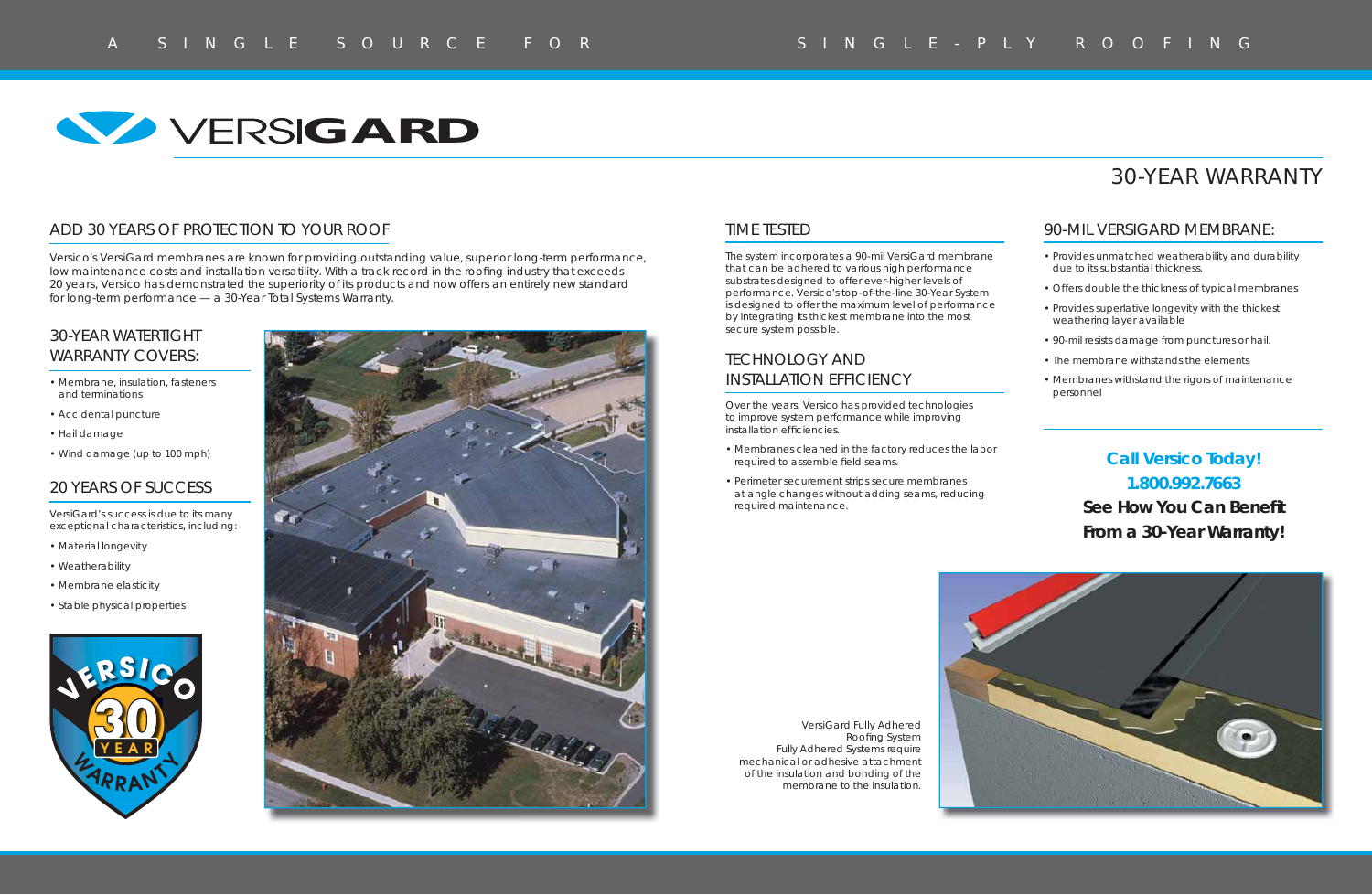# VERSIGARD

## 30-YEAR WARRANTY

## ADD 30 YEARS OF PROTECTION TO YOUR ROOF

Versico's VersiGard membranes are known for providing outstanding value, superior long-term performance, low maintenance costs and installation versatility. With a track record in the roofing industry that exceeds 20 years, Versico has demonstrated the superiority of its products and now offers an entirely new standard for long-term performance — a 30-Year Total Systems Warranty.

### 30-YEAR WATERTIGHT WARRANTY COVERS:

- Membrane, insulation, fasteners and terminations
- Accidental puncture
- Hail damage
- Wind damage (up to 100 mph)

### 20 YEARS OF SUCCESS

VersiGard's success is due to its many exceptional characteristics, including:

- Material longevity
- Weatherability
- Membrane elasticity
- Stable physical properties

### TIME TESTED

The system incorporates a 90-mil VersiGard membrane that can be adhered to various high performance substrates designed to offer ever-higher levels of performance. Versico's top-of-the-line 30-Year System is designed to offer the maximum level of performance by integrating its thickest membrane into the most secure system possible.

### TECHNOLOGY AND INSTALLATION EFFICIENCY

Over the years, Versico has provided technologies to improve system performance while improving installation efficiencies.

- Membranes cleaned in the factory reduces the labor required to assemble field seams.
- Perimeter securement strips secure membranes at angle changes without adding seams, reducing required maintenance.

### 90-MIL VERSIGARD MEMBRANE:

- Provides unmatched weatherability and durability due to its substantial thickness.
- Offers double the thickness of typical membranes
- Provides superlative longevity with the thickest weathering layer available
- 90-mil resists damage from punctures or hail.
- The membrane withstands the elements
- Membranes withstand the rigors of maintenance personnel

**Call Versico Today!**
**1.800.992.7663**
**See How You Can Benefit From a 30-Year Warranty!**

VersiGard Fully Adhered Roofing System
Fully Adhered Systems require mechanical or adhesive attachment of the insulation and bonding of the membrane to the insulation.